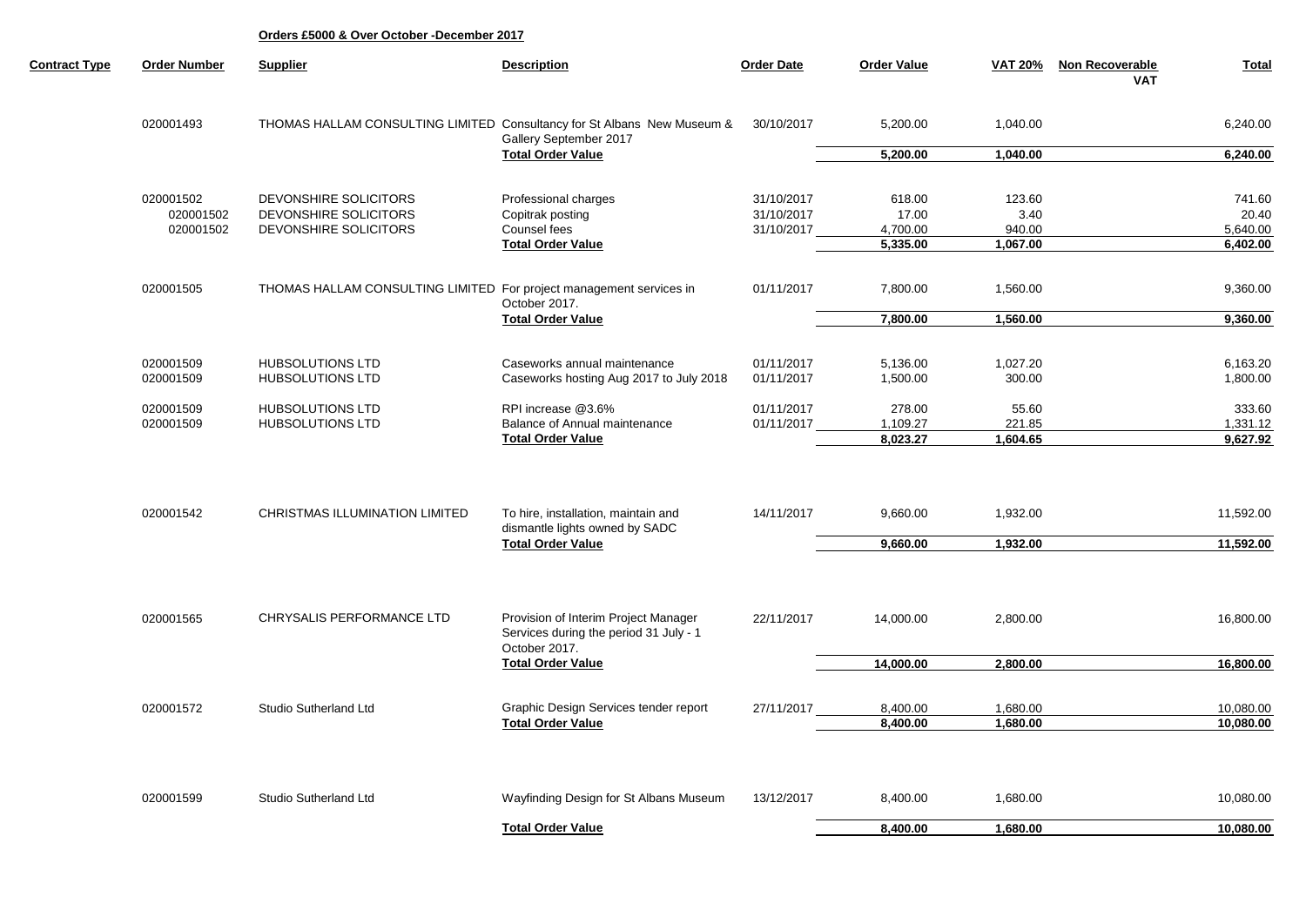**Orders £5000 & Over October -December 2017**

| Contract Type | Order Number | Supplier | Description | Order Date | Order Value | VAT 20% | Non Recoverable VAT | Total |
|---|---|---|---|---|---|---|---|---|
| | 020001493 | THOMAS HALLAM CONSULTING LIMITED | Consultancy for St Albans New Museum & Gallery September 2017 | 30/10/2017 | 5,200.00 | 1,040.00 | | 6,240.00 |
| | | | **Total Order Value** | | **5,200.00** | **1,040.00** | | **6,240.00** |
| | 020001502 | DEVONSHIRE SOLICITORS | Professional charges | 31/10/2017 | 618.00 | 123.60 | | 741.60 |
| | 020001502 | DEVONSHIRE SOLICITORS | Copitrak posting | 31/10/2017 | 17.00 | 3.40 | | 20.40 |
| | 020001502 | DEVONSHIRE SOLICITORS | Counsel fees | 31/10/2017 | 4,700.00 | 940.00 | | 5,640.00 |
| | | | **Total Order Value** | | **5,335.00** | **1,067.00** | | **6,402.00** |
| | 020001505 | THOMAS HALLAM CONSULTING LIMITED | For project management services in October 2017. | 01/11/2017 | 7,800.00 | 1,560.00 | | 9,360.00 |
| | | | **Total Order Value** | | **7,800.00** | **1,560.00** | | **9,360.00** |
| | 020001509 | HUBSOLUTIONS LTD | Caseworks annual maintenance | 01/11/2017 | 5,136.00 | 1,027.20 | | 6,163.20 |
| | 020001509 | HUBSOLUTIONS LTD | Caseworks hosting Aug 2017 to July 2018 | 01/11/2017 | 1,500.00 | 300.00 | | 1,800.00 |
| | 020001509 | HUBSOLUTIONS LTD | RPI increase @3.6% | 01/11/2017 | 278.00 | 55.60 | | 333.60 |
| | 020001509 | HUBSOLUTIONS LTD | Balance of Annual maintenance | 01/11/2017 | 1,109.27 | 221.85 | | 1,331.12 |
| | | | **Total Order Value** | | **8,023.27** | **1,604.65** | | **9,627.92** |
| | 020001542 | CHRISTMAS ILLUMINATION LIMITED | To hire, installation, maintain and dismantle lights owned by SADC | 14/11/2017 | 9,660.00 | 1,932.00 | | 11,592.00 |
| | | | **Total Order Value** | | **9,660.00** | **1,932.00** | | **11,592.00** |
| | 020001565 | CHRYSALIS PERFORMANCE LTD | Provision of Interim Project Manager Services during the period 31 July - 1 October 2017. | 22/11/2017 | 14,000.00 | 2,800.00 | | 16,800.00 |
| | | | **Total Order Value** | | **14,000.00** | **2,800.00** | | **16,800.00** |
| | 020001572 | Studio Sutherland Ltd | Graphic Design Services tender report | 27/11/2017 | 8,400.00 | 1,680.00 | | 10,080.00 |
| | | | **Total Order Value** | | **8,400.00** | **1,680.00** | | **10,080.00** |
| | 020001599 | Studio Sutherland Ltd | Wayfinding Design for St Albans Museum | 13/12/2017 | 8,400.00 | 1,680.00 | | 10,080.00 |
| | | | **Total Order Value** | | **8,400.00** | **1,680.00** | | **10,080.00** |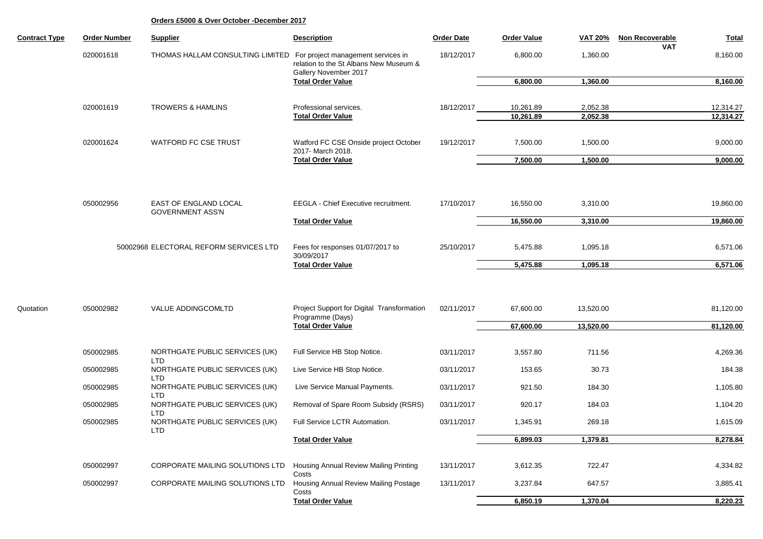**Orders £5000 & Over October -December 2017**

| Contract Type | Order Number | Supplier | Description | Order Date | Order Value | VAT 20% | Non Recoverable VAT | Total |
|---|---|---|---|---|---|---|---|---|
| | 020001618 | THOMAS HALLAM CONSULTING LIMITED | For project management services in relation to the St Albans New Museum & Gallery November 2017 | 18/12/2017 | 6,800.00 | 1,360.00 | | 8,160.00 |
| | | | **Total Order Value** | | **6,800.00** | **1,360.00** | | **8,160.00** |
| | 020001619 | TROWERS & HAMLINS | Professional services. | 18/12/2017 | 10,261.89 | 2,052.38 | | 12,314.27 |
| | | | **Total Order Value** | | **10,261.89** | **2,052.38** | | **12,314.27** |
| | 020001624 | WATFORD FC CSE TRUST | Watford FC CSE Onside project October 2017- March 2018. | 19/12/2017 | 7,500.00 | 1,500.00 | | 9,000.00 |
| | | | **Total Order Value** | | **7,500.00** | **1,500.00** | | **9,000.00** |
| | 050002956 | EAST OF ENGLAND LOCAL GOVERNMENT ASS'N | EEGLA - Chief Executive recruitment. | 17/10/2017 | 16,550.00 | 3,310.00 | | 19,860.00 |
| | | | **Total Order Value** | | **16,550.00** | **3,310.00** | | **19,860.00** |
| | 50002968 | ELECTORAL REFORM SERVICES LTD | Fees for responses 01/07/2017 to 30/09/2017 | 25/10/2017 | 5,475.88 | 1,095.18 | | 6,571.06 |
| | | | **Total Order Value** | | **5,475.88** | **1,095.18** | | **6,571.06** |
| Quotation | 050002982 | VALUE ADDINGCOMLTD | Project Support for Digital Transformation Programme (Days) | 02/11/2017 | 67,600.00 | 13,520.00 | | 81,120.00 |
| | | | **Total Order Value** | | **67,600.00** | **13,520.00** | | **81,120.00** |
| | 050002985 | NORTHGATE PUBLIC SERVICES (UK) LTD | Full Service HB Stop Notice. | 03/11/2017 | 3,557.80 | 711.56 | | 4,269.36 |
| | 050002985 | NORTHGATE PUBLIC SERVICES (UK) LTD | Live Service HB Stop Notice. | 03/11/2017 | 153.65 | 30.73 | | 184.38 |
| | 050002985 | NORTHGATE PUBLIC SERVICES (UK) LTD | Live Service Manual Payments. | 03/11/2017 | 921.50 | 184.30 | | 1,105.80 |
| | 050002985 | NORTHGATE PUBLIC SERVICES (UK) LTD | Removal of Spare Room Subsidy (RSRS) | 03/11/2017 | 920.17 | 184.03 | | 1,104.20 |
| | 050002985 | NORTHGATE PUBLIC SERVICES (UK) LTD | Full Service LCTR Automation. | 03/11/2017 | 1,345.91 | 269.18 | | 1,615.09 |
| | | | **Total Order Value** | | **6,899.03** | **1,379.81** | | **8,278.84** |
| | 050002997 | CORPORATE MAILING SOLUTIONS LTD | Housing Annual Review Mailing Printing Costs | 13/11/2017 | 3,612.35 | 722.47 | | 4,334.82 |
| | 050002997 | CORPORATE MAILING SOLUTIONS LTD | Housing Annual Review Mailing Postage Costs | 13/11/2017 | 3,237.84 | 647.57 | | 3,885.41 |
| | | | **Total Order Value** | | **6,850.19** | **1,370.04** | | **8,220.23** |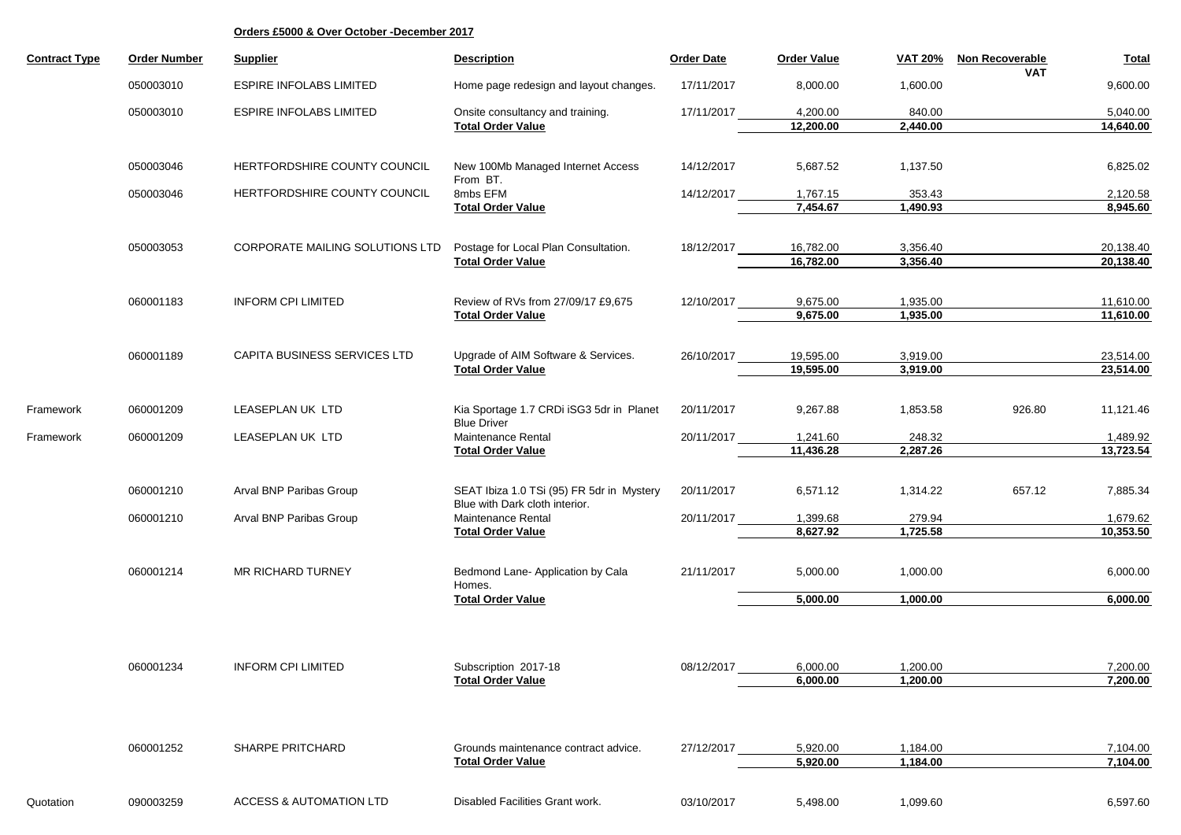**Orders £5000 & Over October -December 2017**

| Contract Type | Order Number | Supplier | Description | Order Date | Order Value | VAT 20% | Non Recoverable VAT | Total |
|---|---|---|---|---|---|---|---|---|
| | 050003010 | ESPIRE INFOLABS LIMITED | Home page redesign and layout changes. | 17/11/2017 | 8,000.00 | 1,600.00 | | 9,600.00 |
| | 050003010 | ESPIRE INFOLABS LIMITED | Onsite consultancy and training. | 17/11/2017 | 4,200.00 | 840.00 | | 5,040.00 |
| | | | **Total Order Value** | | **12,200.00** | **2,440.00** | | **14,640.00** |
| | 050003046 | HERTFORDSHIRE COUNTY COUNCIL | New 100Mb Managed Internet Access From BT. | 14/12/2017 | 5,687.52 | 1,137.50 | | 6,825.02 |
| | 050003046 | HERTFORDSHIRE COUNTY COUNCIL | 8mbs EFM | 14/12/2017 | 1,767.15 | 353.43 | | 2,120.58 |
| | | | **Total Order Value** | | **7,454.67** | **1,490.93** | | **8,945.60** |
| | 050003053 | CORPORATE MAILING SOLUTIONS LTD | Postage for Local Plan Consultation. | 18/12/2017 | 16,782.00 | 3,356.40 | | 20,138.40 |
| | | | **Total Order Value** | | **16,782.00** | **3,356.40** | | **20,138.40** |
| | 060001183 | INFORM CPI LIMITED | Review of RVs from 27/09/17 £9,675 | 12/10/2017 | 9,675.00 | 1,935.00 | | 11,610.00 |
| | | | **Total Order Value** | | **9,675.00** | **1,935.00** | | **11,610.00** |
| | 060001189 | CAPITA BUSINESS SERVICES LTD | Upgrade of AIM Software & Services. | 26/10/2017 | 19,595.00 | 3,919.00 | | 23,514.00 |
| | | | **Total Order Value** | | **19,595.00** | **3,919.00** | | **23,514.00** |
| Framework | 060001209 | LEASEPLAN UK LTD | Kia Sportage 1.7 CRDi iSG3 5dr in Planet Blue Driver | 20/11/2017 | 9,267.88 | 1,853.58 | 926.80 | 11,121.46 |
| Framework | 060001209 | LEASEPLAN UK LTD | Maintenance Rental | 20/11/2017 | 1,241.60 | 248.32 | | 1,489.92 |
| | | | **Total Order Value** | | **11,436.28** | **2,287.26** | | **13,723.54** |
| | 060001210 | Arval BNP Paribas Group | SEAT Ibiza 1.0 TSi (95) FR 5dr in Mystery Blue with Dark cloth interior. | 20/11/2017 | 6,571.12 | 1,314.22 | 657.12 | 7,885.34 |
| | 060001210 | Arval BNP Paribas Group | Maintenance Rental | 20/11/2017 | 1,399.68 | 279.94 | | 1,679.62 |
| | | | **Total Order Value** | | **8,627.92** | **1,725.58** | | **10,353.50** |
| | 060001214 | MR RICHARD TURNEY | Bedmond Lane- Application by Cala Homes. | 21/11/2017 | 5,000.00 | 1,000.00 | | 6,000.00 |
| | | | **Total Order Value** | | **5,000.00** | **1,000.00** | | **6,000.00** |
| | 060001234 | INFORM CPI LIMITED | Subscription 2017-18 | 08/12/2017 | 6,000.00 | 1,200.00 | | 7,200.00 |
| | | | **Total Order Value** | | **6,000.00** | **1,200.00** | | **7,200.00** |
| | 060001252 | SHARPE PRITCHARD | Grounds maintenance contract advice. | 27/12/2017 | 5,920.00 | 1,184.00 | | 7,104.00 |
| | | | **Total Order Value** | | **5,920.00** | **1,184.00** | | **7,104.00** |
| Quotation | 090003259 | ACCESS & AUTOMATION LTD | Disabled Facilities Grant work. | 03/10/2017 | 5,498.00 | 1,099.60 | | 6,597.60 |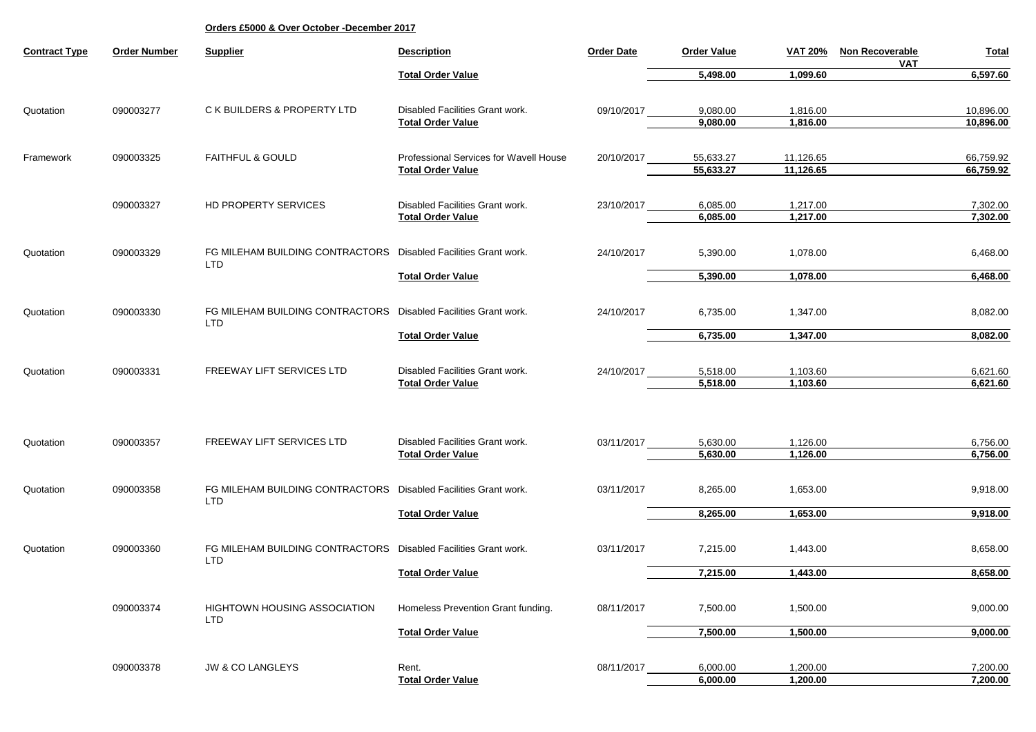**Orders £5000 & Over October -December 2017**

| Contract Type | Order Number | Supplier | Description | Order Date | Order Value | VAT 20% | Non Recoverable VAT | Total |
|---|---|---|---|---|---|---|---|---|
| | | | **Total Order Value** | | **5,498.00** | **1,099.60** | | **6,597.60** |
| Quotation | 090003277 | C K BUILDERS & PROPERTY LTD | Disabled Facilities Grant work. | 09/10/2017 | 9,080.00 | 1,816.00 | | 10,896.00 |
| | | | **Total Order Value** | | **9,080.00** | **1,816.00** | | **10,896.00** |
| Framework | 090003325 | FAITHFUL & GOULD | Professional Services for Wavell House | 20/10/2017 | 55,633.27 | 11,126.65 | | 66,759.92 |
| | | | **Total Order Value** | | **55,633.27** | **11,126.65** | | **66,759.92** |
| | 090003327 | HD PROPERTY SERVICES | Disabled Facilities Grant work. | 23/10/2017 | 6,085.00 | 1,217.00 | | 7,302.00 |
| | | | **Total Order Value** | | **6,085.00** | **1,217.00** | | **7,302.00** |
| Quotation | 090003329 | FG MILEHAM BUILDING CONTRACTORS LTD | Disabled Facilities Grant work. | 24/10/2017 | 5,390.00 | 1,078.00 | | 6,468.00 |
| | | | **Total Order Value** | | **5,390.00** | **1,078.00** | | **6,468.00** |
| Quotation | 090003330 | FG MILEHAM BUILDING CONTRACTORS LTD | Disabled Facilities Grant work. | 24/10/2017 | 6,735.00 | 1,347.00 | | 8,082.00 |
| | | | **Total Order Value** | | **6,735.00** | **1,347.00** | | **8,082.00** |
| Quotation | 090003331 | FREEWAY LIFT SERVICES LTD | Disabled Facilities Grant work. | 24/10/2017 | 5,518.00 | 1,103.60 | | 6,621.60 |
| | | | **Total Order Value** | | **5,518.00** | **1,103.60** | | **6,621.60** |
| Quotation | 090003357 | FREEWAY LIFT SERVICES LTD | Disabled Facilities Grant work. | 03/11/2017 | 5,630.00 | 1,126.00 | | 6,756.00 |
| | | | **Total Order Value** | | **5,630.00** | **1,126.00** | | **6,756.00** |
| Quotation | 090003358 | FG MILEHAM BUILDING CONTRACTORS LTD | Disabled Facilities Grant work. | 03/11/2017 | 8,265.00 | 1,653.00 | | 9,918.00 |
| | | | **Total Order Value** | | **8,265.00** | **1,653.00** | | **9,918.00** |
| Quotation | 090003360 | FG MILEHAM BUILDING CONTRACTORS LTD | Disabled Facilities Grant work. | 03/11/2017 | 7,215.00 | 1,443.00 | | 8,658.00 |
| | | | **Total Order Value** | | **7,215.00** | **1,443.00** | | **8,658.00** |
| | 090003374 | HIGHTOWN HOUSING ASSOCIATION LTD | Homeless Prevention Grant funding. | 08/11/2017 | 7,500.00 | 1,500.00 | | 9,000.00 |
| | | | **Total Order Value** | | **7,500.00** | **1,500.00** | | **9,000.00** |
| | 090003378 | JW & CO LANGLEYS | Rent. | 08/11/2017 | 6,000.00 | 1,200.00 | | 7,200.00 |
| | | | **Total Order Value** | | **6,000.00** | **1,200.00** | | **7,200.00** |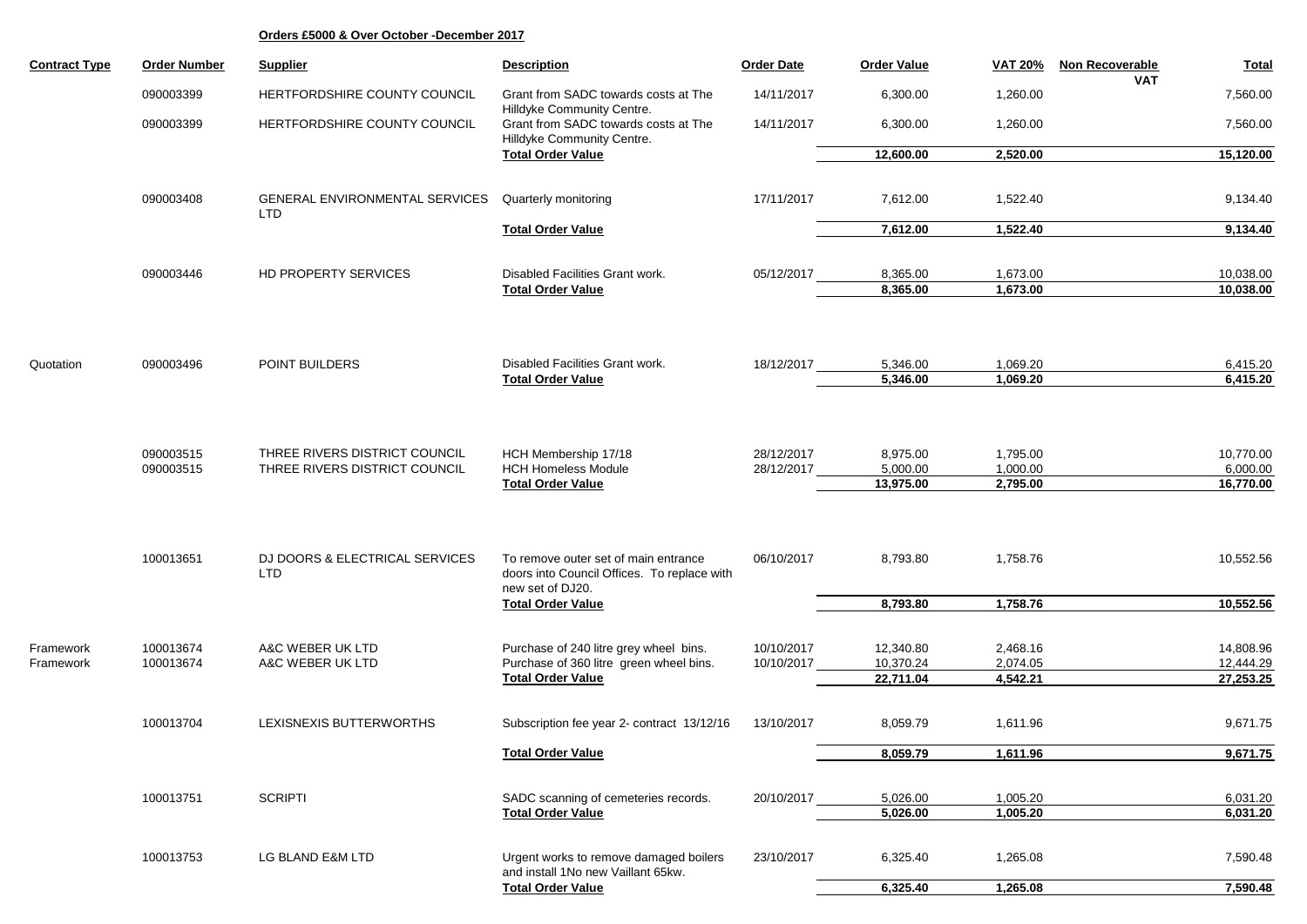**Orders £5000 & Over October -December 2017**

| Contract Type | Order Number | Supplier | Description | Order Date | Order Value | VAT 20% | Non Recoverable VAT | Total |
|---|---|---|---|---|---|---|---|---|
| | 090003399 | HERTFORDSHIRE COUNTY COUNCIL | Grant from SADC towards costs at The Hilldyke Community Centre. | 14/11/2017 | 6,300.00 | 1,260.00 | | 7,560.00 |
| | 090003399 | HERTFORDSHIRE COUNTY COUNCIL | Grant from SADC towards costs at The Hilldyke Community Centre. | 14/11/2017 | 6,300.00 | 1,260.00 | | 7,560.00 |
| | | | **Total Order Value** | | **12,600.00** | **2,520.00** | | **15,120.00** |
| | 090003408 | GENERAL ENVIRONMENTAL SERVICES LTD | Quarterly monitoring | 17/11/2017 | 7,612.00 | 1,522.40 | | 9,134.40 |
| | | | **Total Order Value** | | **7,612.00** | **1,522.40** | | **9,134.40** |
| | 090003446 | HD PROPERTY SERVICES | Disabled Facilities Grant work. | 05/12/2017 | 8,365.00 | 1,673.00 | | 10,038.00 |
| | | | **Total Order Value** | | **8,365.00** | **1,673.00** | | **10,038.00** |
| Quotation | 090003496 | POINT BUILDERS | Disabled Facilities Grant work. | 18/12/2017 | 5,346.00 | 1,069.20 | | 6,415.20 |
| | | | **Total Order Value** | | **5,346.00** | **1,069.20** | | **6,415.20** |
| | 090003515 | THREE RIVERS DISTRICT COUNCIL | HCH Membership 17/18 | 28/12/2017 | 8,975.00 | 1,795.00 | | 10,770.00 |
| | 090003515 | THREE RIVERS DISTRICT COUNCIL | HCH Homeless Module | 28/12/2017 | 5,000.00 | 1,000.00 | | 6,000.00 |
| | | | **Total Order Value** | | **13,975.00** | **2,795.00** | | **16,770.00** |
| | 100013651 | DJ DOORS & ELECTRICAL SERVICES LTD | To remove outer set of main entrance doors into Council Offices. To replace with new set of DJ20. | 06/10/2017 | 8,793.80 | 1,758.76 | | 10,552.56 |
| | | | **Total Order Value** | | **8,793.80** | **1,758.76** | | **10,552.56** |
| Framework | 100013674 | A&C WEBER UK LTD | Purchase of 240 litre grey wheel bins. | 10/10/2017 | 12,340.80 | 2,468.16 | | 14,808.96 |
| Framework | 100013674 | A&C WEBER UK LTD | Purchase of 360 litre green wheel bins. | 10/10/2017 | 10,370.24 | 2,074.05 | | 12,444.29 |
| | | | **Total Order Value** | | **22,711.04** | **4,542.21** | | **27,253.25** |
| | 100013704 | LEXISNEXIS BUTTERWORTHS | Subscription fee year 2- contract 13/12/16 | 13/10/2017 | 8,059.79 | 1,611.96 | | 9,671.75 |
| | | | **Total Order Value** | | **8,059.79** | **1,611.96** | | **9,671.75** |
| | 100013751 | SCRIPTI | SADC scanning of cemeteries records. | 20/10/2017 | 5,026.00 | 1,005.20 | | 6,031.20 |
| | | | **Total Order Value** | | **5,026.00** | **1,005.20** | | **6,031.20** |
| | 100013753 | LG BLAND E&M LTD | Urgent works to remove damaged boilers and install 1No new Vaillant 65kw. | 23/10/2017 | 6,325.40 | 1,265.08 | | 7,590.48 |
| | | | **Total Order Value** | | **6,325.40** | **1,265.08** | | **7,590.48** |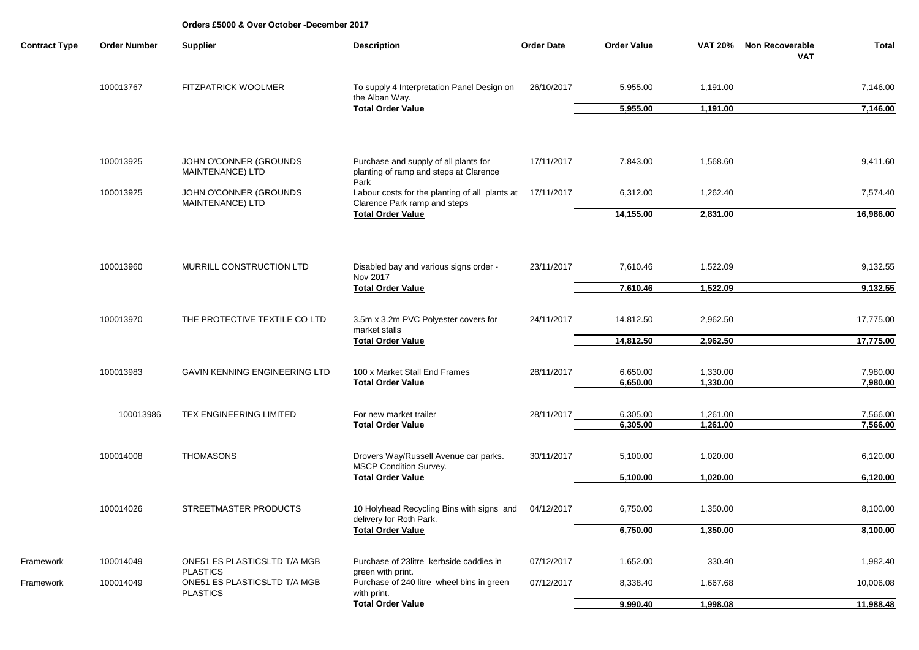**Orders £5000 & Over October -December 2017**

| Contract Type | Order Number | Supplier | Description | Order Date | Order Value | VAT 20% | Non Recoverable VAT | Total |
|---|---|---|---|---|---|---|---|---|
| | 100013767 | FITZPATRICK WOOLMER | To supply 4 Interpretation Panel Design on the Alban Way. | 26/10/2017 | 5,955.00 | 1,191.00 | | 7,146.00 |
| | | | **Total Order Value** | | **5,955.00** | **1,191.00** | | **7,146.00** |
| | 100013925 | JOHN O'CONNER (GROUNDS MAINTENANCE) LTD | Purchase and supply of all plants for planting of ramp and steps at Clarence Park | 17/11/2017 | 7,843.00 | 1,568.60 | | 9,411.60 |
| | 100013925 | JOHN O'CONNER (GROUNDS MAINTENANCE) LTD | Labour costs for the planting of all plants at Clarence Park ramp and steps | 17/11/2017 | 6,312.00 | 1,262.40 | | 7,574.40 |
| | | | **Total Order Value** | | **14,155.00** | **2,831.00** | | **16,986.00** |
| | 100013960 | MURRILL CONSTRUCTION LTD | Disabled bay and various signs order - Nov 2017 | 23/11/2017 | 7,610.46 | 1,522.09 | | 9,132.55 |
| | | | **Total Order Value** | | **7,610.46** | **1,522.09** | | **9,132.55** |
| | 100013970 | THE PROTECTIVE TEXTILE CO LTD | 3.5m x 3.2m PVC Polyester covers for market stalls | 24/11/2017 | 14,812.50 | 2,962.50 | | 17,775.00 |
| | | | **Total Order Value** | | **14,812.50** | **2,962.50** | | **17,775.00** |
| | 100013983 | GAVIN KENNING ENGINEERING LTD | 100 x Market Stall End Frames | 28/11/2017 | 6,650.00 | 1,330.00 | | 7,980.00 |
| | | | **Total Order Value** | | **6,650.00** | **1,330.00** | | **7,980.00** |
| | 100013986 | TEX ENGINEERING LIMITED | For new market trailer | 28/11/2017 | 6,305.00 | 1,261.00 | | 7,566.00 |
| | | | **Total Order Value** | | **6,305.00** | **1,261.00** | | **7,566.00** |
| | 100014008 | THOMASONS | Drovers Way/Russell Avenue car parks. MSCP Condition Survey. | 30/11/2017 | 5,100.00 | 1,020.00 | | 6,120.00 |
| | | | **Total Order Value** | | **5,100.00** | **1,020.00** | | **6,120.00** |
| | 100014026 | STREETMASTER PRODUCTS | 10 Holyhead Recycling Bins with signs and delivery for Roth Park. | 04/12/2017 | 6,750.00 | 1,350.00 | | 8,100.00 |
| | | | **Total Order Value** | | **6,750.00** | **1,350.00** | | **8,100.00** |
| Framework | 100014049 | ONE51 ES PLASTICSLTD T/A MGB PLASTICS | Purchase of 23litre kerbside caddies in green with print. | 07/12/2017 | 1,652.00 | 330.40 | | 1,982.40 |
| Framework | 100014049 | ONE51 ES PLASTICSLTD T/A MGB PLASTICS | Purchase of 240 litre wheel bins in green with print. | 07/12/2017 | 8,338.40 | 1,667.68 | | 10,006.08 |
| | | | **Total Order Value** | | **9,990.40** | **1,998.08** | | **11,988.48** |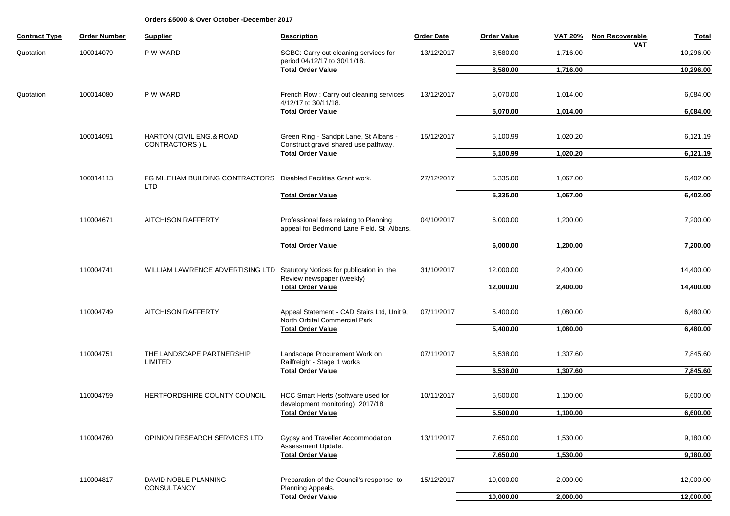**Orders £5000 & Over October -December 2017**

| Contract Type | Order Number | Supplier | Description | Order Date | Order Value | VAT 20% | Non Recoverable VAT | Total |
|---|---|---|---|---|---|---|---|---|
| Quotation | 100014079 | P W WARD | SGBC: Carry out cleaning services for period 04/12/17 to 30/11/18. | 13/12/2017 | 8,580.00 | 1,716.00 | | 10,296.00 |
| | | | **Total Order Value** | | **8,580.00** | **1,716.00** | | **10,296.00** |
| Quotation | 100014080 | P W WARD | French Row : Carry out cleaning services 4/12/17 to 30/11/18. | 13/12/2017 | 5,070.00 | 1,014.00 | | 6,084.00 |
| | | | **Total Order Value** | | **5,070.00** | **1,014.00** | | **6,084.00** |
| | 100014091 | HARTON (CIVIL ENG.& ROAD CONTRACTORS ) L | Green Ring - Sandpit Lane, St Albans - Construct gravel shared use pathway. | 15/12/2017 | 5,100.99 | 1,020.20 | | 6,121.19 |
| | | | **Total Order Value** | | **5,100.99** | **1,020.20** | | **6,121.19** |
| | 100014113 | FG MILEHAM BUILDING CONTRACTORS LTD | Disabled Facilities Grant work. | 27/12/2017 | 5,335.00 | 1,067.00 | | 6,402.00 |
| | | | **Total Order Value** | | **5,335.00** | **1,067.00** | | **6,402.00** |
| | 110004671 | AITCHISON RAFFERTY | Professional fees relating to Planning appeal for Bedmond Lane Field, St Albans. | 04/10/2017 | 6,000.00 | 1,200.00 | | 7,200.00 |
| | | | **Total Order Value** | | **6,000.00** | **1,200.00** | | **7,200.00** |
| | 110004741 | WILLIAM LAWRENCE ADVERTISING LTD | Statutory Notices for publication in the Review newspaper (weekly) | 31/10/2017 | 12,000.00 | 2,400.00 | | 14,400.00 |
| | | | **Total Order Value** | | **12,000.00** | **2,400.00** | | **14,400.00** |
| | 110004749 | AITCHISON RAFFERTY | Appeal Statement - CAD Stairs Ltd, Unit 9, North Orbital Commercial Park | 07/11/2017 | 5,400.00 | 1,080.00 | | 6,480.00 |
| | | | **Total Order Value** | | **5,400.00** | **1,080.00** | | **6,480.00** |
| | 110004751 | THE LANDSCAPE PARTNERSHIP LIMITED | Landscape Procurement Work on Railfreight - Stage 1 works | 07/11/2017 | 6,538.00 | 1,307.60 | | 7,845.60 |
| | | | **Total Order Value** | | **6,538.00** | **1,307.60** | | **7,845.60** |
| | 110004759 | HERTFORDSHIRE COUNTY COUNCIL | HCC Smart Herts (software used for development monitoring) 2017/18 | 10/11/2017 | 5,500.00 | 1,100.00 | | 6,600.00 |
| | | | **Total Order Value** | | **5,500.00** | **1,100.00** | | **6,600.00** |
| | 110004760 | OPINION RESEARCH SERVICES LTD | Gypsy and Traveller Accommodation Assessment Update. | 13/11/2017 | 7,650.00 | 1,530.00 | | 9,180.00 |
| | | | **Total Order Value** | | **7,650.00** | **1,530.00** | | **9,180.00** |
| | 110004817 | DAVID NOBLE PLANNING CONSULTANCY | Preparation of the Council's response to Planning Appeals. | 15/12/2017 | 10,000.00 | 2,000.00 | | 12,000.00 |
| | | | **Total Order Value** | | **10,000.00** | **2,000.00** | | **12,000.00** |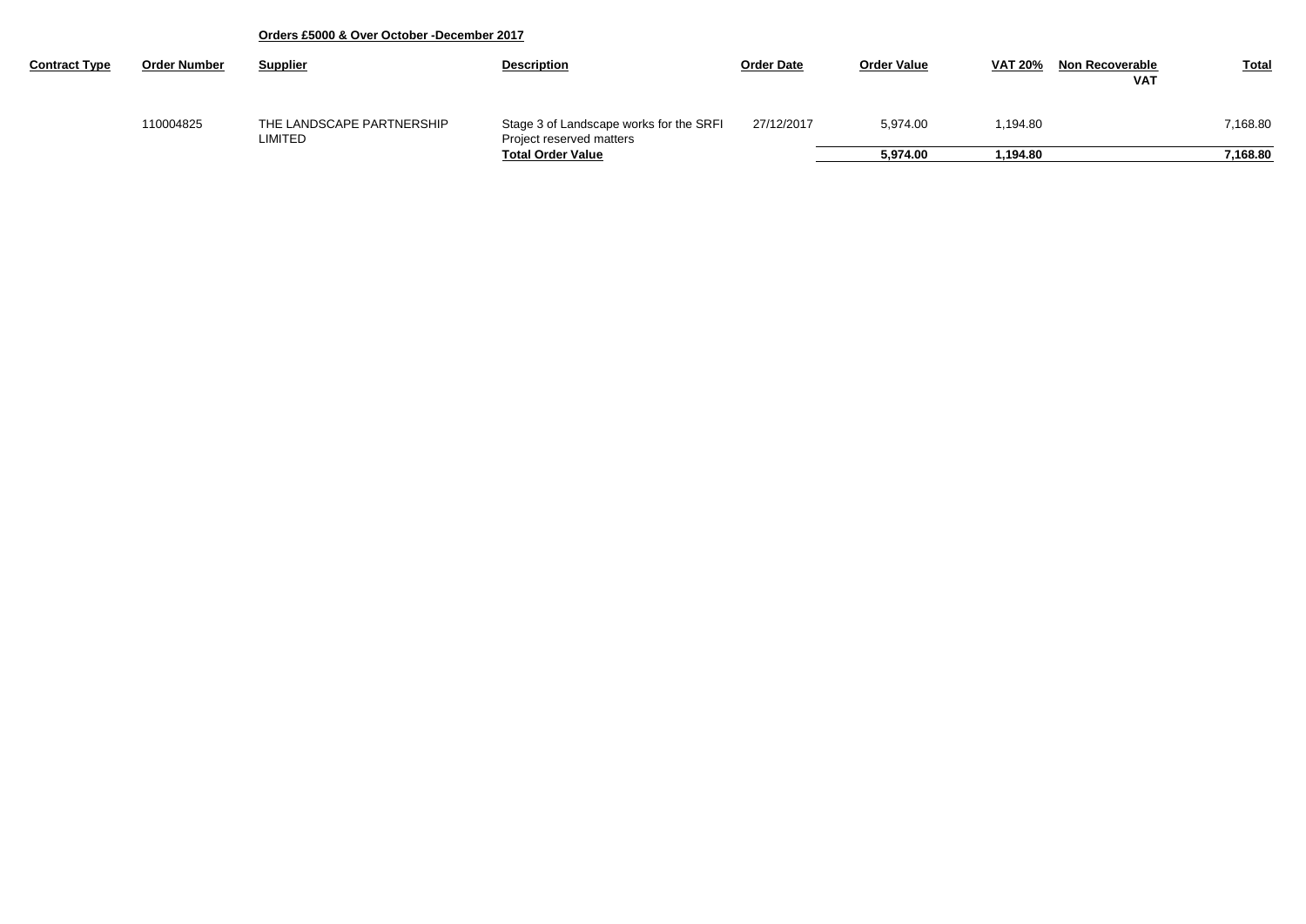**Orders £5000 & Over October -December 2017**

| Contract Type | Order Number | Supplier | Description | Order Date | Order Value | VAT 20% | Non Recoverable VAT | Total |
|---|---|---|---|---|---|---|---|---|
| | 110004825 | THE LANDSCAPE PARTNERSHIP LIMITED | Stage 3 of Landscape works for the SRFI Project reserved matters | 27/12/2017 | 5,974.00 | 1,194.80 | | 7,168.80 |
| | | | **Total Order Value** | | **5,974.00** | **1,194.80** | | **7,168.80** |